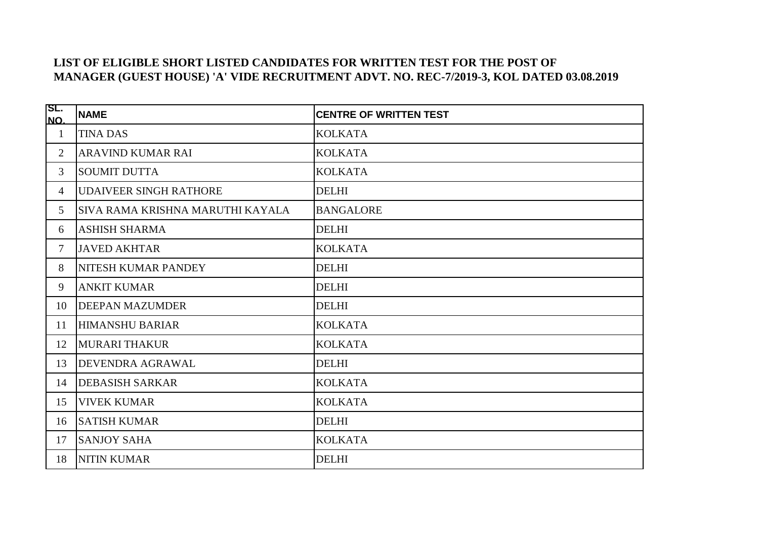**LIST OF ELIGIBLE SHORT LISTED CANDIDATES FOR WRITTEN TEST FOR THE POST OF MANAGER (GUEST HOUSE) 'A' VIDE RECRUITMENT ADVT. NO. REC-7/2019-3, KOL DATED 03.08.2019**

| SL. NO. | NAME | CENTRE OF WRITTEN TEST |
|---|---|---|
| 1 | TINA DAS | KOLKATA |
| 2 | ARAVIND KUMAR RAI | KOLKATA |
| 3 | SOUMIT DUTTA | KOLKATA |
| 4 | UDAIVEER SINGH RATHORE | DELHI |
| 5 | SIVA RAMA KRISHNA MARUTHI KAYALA | BANGALORE |
| 6 | ASHISH SHARMA | DELHI |
| 7 | JAVED AKHTAR | KOLKATA |
| 8 | NITESH KUMAR PANDEY | DELHI |
| 9 | ANKIT KUMAR | DELHI |
| 10 | DEEPAN MAZUMDER | DELHI |
| 11 | HIMANSHU BARIAR | KOLKATA |
| 12 | MURARI THAKUR | KOLKATA |
| 13 | DEVENDRA AGRAWAL | DELHI |
| 14 | DEBASISH SARKAR | KOLKATA |
| 15 | VIVEK KUMAR | KOLKATA |
| 16 | SATISH KUMAR | DELHI |
| 17 | SANJOY SAHA | KOLKATA |
| 18 | NITIN KUMAR | DELHI |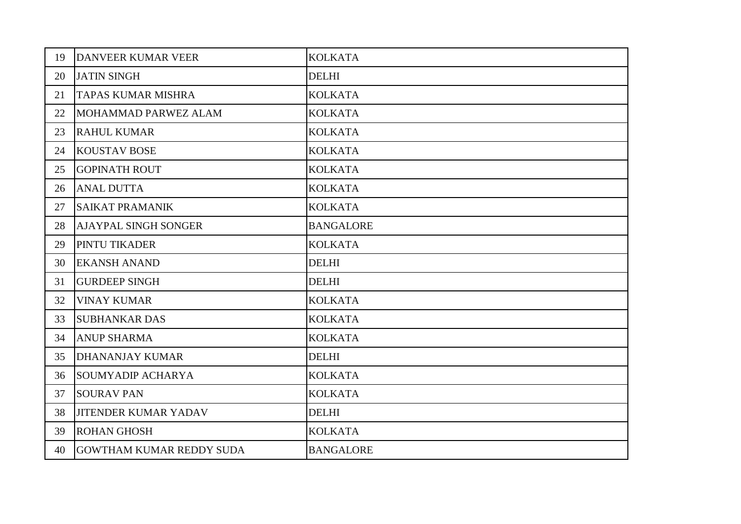| | | |
|---|---|---|
| 19 | DANVEER KUMAR VEER | KOLKATA |
| 20 | JATIN SINGH | DELHI |
| 21 | TAPAS KUMAR MISHRA | KOLKATA |
| 22 | MOHAMMAD PARWEZ ALAM | KOLKATA |
| 23 | RAHUL KUMAR | KOLKATA |
| 24 | KOUSTAV BOSE | KOLKATA |
| 25 | GOPINATH ROUT | KOLKATA |
| 26 | ANAL DUTTA | KOLKATA |
| 27 | SAIKAT PRAMANIK | KOLKATA |
| 28 | AJAYPAL SINGH SONGER | BANGALORE |
| 29 | PINTU TIKADER | KOLKATA |
| 30 | EKANSH ANAND | DELHI |
| 31 | GURDEEP SINGH | DELHI |
| 32 | VINAY KUMAR | KOLKATA |
| 33 | SUBHANKAR DAS | KOLKATA |
| 34 | ANUP SHARMA | KOLKATA |
| 35 | DHANANJAY KUMAR | DELHI |
| 36 | SOUMYADIP ACHARYA | KOLKATA |
| 37 | SOURAV PAN | KOLKATA |
| 38 | JITENDER KUMAR YADAV | DELHI |
| 39 | ROHAN GHOSH | KOLKATA |
| 40 | GOWTHAM KUMAR REDDY SUDA | BANGALORE |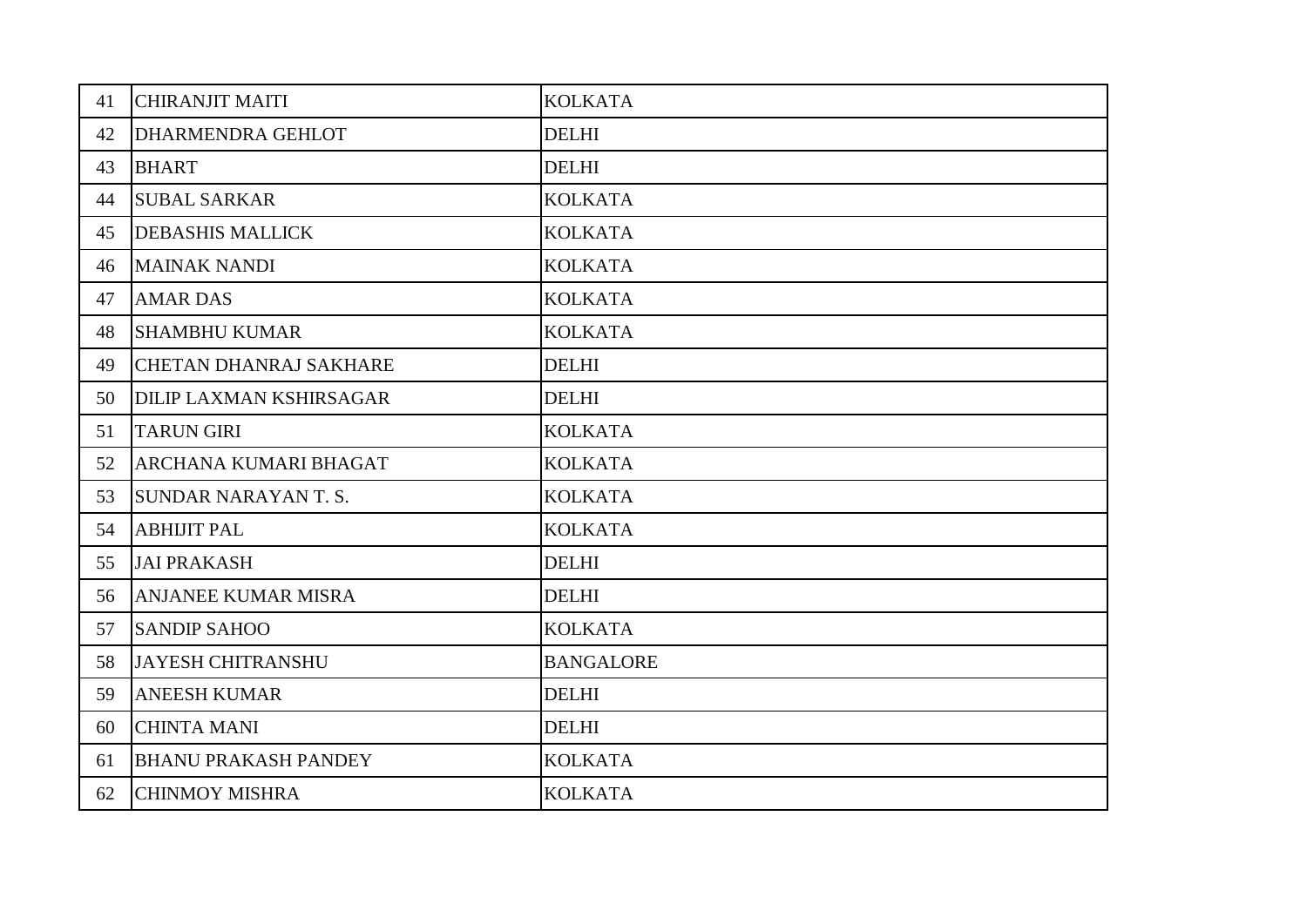| | | |
|---|---|---|
| 41 | CHIRANJIT MAITI | KOLKATA |
| 42 | DHARMENDRA GEHLOT | DELHI |
| 43 | BHART | DELHI |
| 44 | SUBAL SARKAR | KOLKATA |
| 45 | DEBASHIS MALLICK | KOLKATA |
| 46 | MAINAK NANDI | KOLKATA |
| 47 | AMAR DAS | KOLKATA |
| 48 | SHAMBHU KUMAR | KOLKATA |
| 49 | CHETAN DHANRAJ SAKHARE | DELHI |
| 50 | DILIP LAXMAN KSHIRSAGAR | DELHI |
| 51 | TARUN GIRI | KOLKATA |
| 52 | ARCHANA KUMARI BHAGAT | KOLKATA |
| 53 | SUNDAR NARAYAN T. S. | KOLKATA |
| 54 | ABHIJIT PAL | KOLKATA |
| 55 | JAI PRAKASH | DELHI |
| 56 | ANJANEE KUMAR MISRA | DELHI |
| 57 | SANDIP SAHOO | KOLKATA |
| 58 | JAYESH CHITRANSHU | BANGALORE |
| 59 | ANEESH KUMAR | DELHI |
| 60 | CHINTA MANI | DELHI |
| 61 | BHANU PRAKASH PANDEY | KOLKATA |
| 62 | CHINMOY MISHRA | KOLKATA |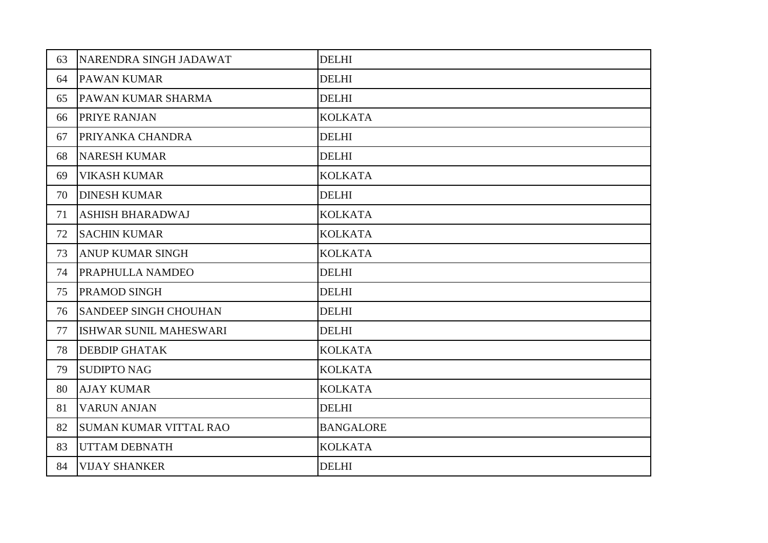| | | |
|---|---|---|
| 63 | NARENDRA SINGH JADAWAT | DELHI |
| 64 | PAWAN KUMAR | DELHI |
| 65 | PAWAN KUMAR SHARMA | DELHI |
| 66 | PRIYE RANJAN | KOLKATA |
| 67 | PRIYANKA CHANDRA | DELHI |
| 68 | NARESH KUMAR | DELHI |
| 69 | VIKASH KUMAR | KOLKATA |
| 70 | DINESH KUMAR | DELHI |
| 71 | ASHISH BHARADWAJ | KOLKATA |
| 72 | SACHIN KUMAR | KOLKATA |
| 73 | ANUP KUMAR SINGH | KOLKATA |
| 74 | PRAPHULLA NAMDEO | DELHI |
| 75 | PRAMOD SINGH | DELHI |
| 76 | SANDEEP SINGH CHOUHAN | DELHI |
| 77 | ISHWAR SUNIL MAHESWARI | DELHI |
| 78 | DEBDIP GHATAK | KOLKATA |
| 79 | SUDIPTO NAG | KOLKATA |
| 80 | AJAY KUMAR | KOLKATA |
| 81 | VARUN ANJAN | DELHI |
| 82 | SUMAN KUMAR VITTAL RAO | BANGALORE |
| 83 | UTTAM DEBNATH | KOLKATA |
| 84 | VIJAY SHANKER | DELHI |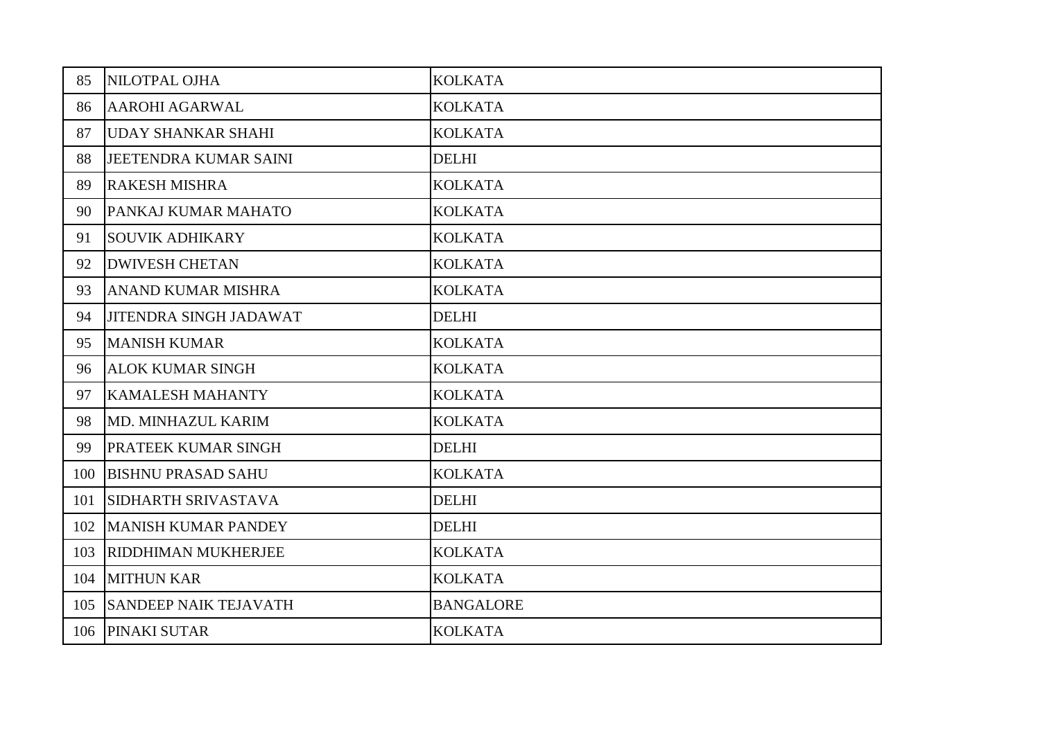| 85 | NILOTPAL OJHA | KOLKATA |
|---|---|---|
| 86 | AAROHI AGARWAL | KOLKATA |
| 87 | UDAY SHANKAR SHAHI | KOLKATA |
| 88 | JEETENDRA KUMAR SAINI | DELHI |
| 89 | RAKESH MISHRA | KOLKATA |
| 90 | PANKAJ KUMAR MAHATO | KOLKATA |
| 91 | SOUVIK ADHIKARY | KOLKATA |
| 92 | DWIVESH CHETAN | KOLKATA |
| 93 | ANAND KUMAR MISHRA | KOLKATA |
| 94 | JITENDRA SINGH JADAWAT | DELHI |
| 95 | MANISH KUMAR | KOLKATA |
| 96 | ALOK KUMAR SINGH | KOLKATA |
| 97 | KAMALESH MAHANTY | KOLKATA |
| 98 | MD. MINHAZUL KARIM | KOLKATA |
| 99 | PRATEEK KUMAR SINGH | DELHI |
| 100 | BISHNU PRASAD SAHU | KOLKATA |
| 101 | SIDHARTH SRIVASTAVA | DELHI |
| 102 | MANISH KUMAR PANDEY | DELHI |
| 103 | RIDDHIMAN MUKHERJEE | KOLKATA |
| 104 | MITHUN KAR | KOLKATA |
| 105 | SANDEEP NAIK TEJAVATH | BANGALORE |
| 106 | PINAKI SUTAR | KOLKATA |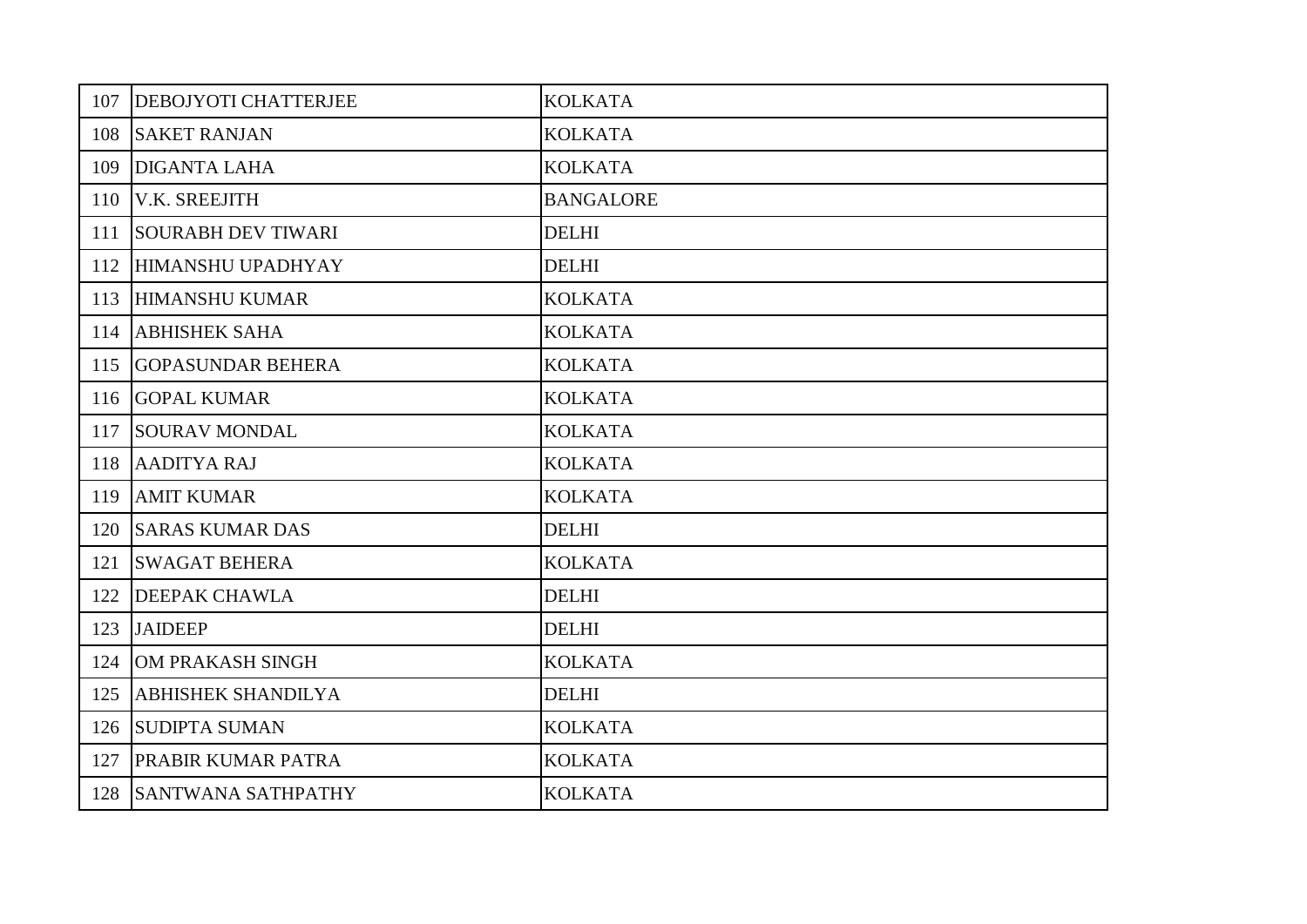| | | |
|---|---|---|
| 107 | DEBOJYOTI CHATTERJEE | KOLKATA |
| 108 | SAKET RANJAN | KOLKATA |
| 109 | DIGANTA LAHA | KOLKATA |
| 110 | V.K. SREEJITH | BANGALORE |
| 111 | SOURABH DEV TIWARI | DELHI |
| 112 | HIMANSHU UPADHYAY | DELHI |
| 113 | HIMANSHU KUMAR | KOLKATA |
| 114 | ABHISHEK SAHA | KOLKATA |
| 115 | GOPASUNDAR BEHERA | KOLKATA |
| 116 | GOPAL KUMAR | KOLKATA |
| 117 | SOURAV MONDAL | KOLKATA |
| 118 | AADITYA RAJ | KOLKATA |
| 119 | AMIT KUMAR | KOLKATA |
| 120 | SARAS KUMAR DAS | DELHI |
| 121 | SWAGAT BEHERA | KOLKATA |
| 122 | DEEPAK CHAWLA | DELHI |
| 123 | JAIDEEP | DELHI |
| 124 | OM PRAKASH SINGH | KOLKATA |
| 125 | ABHISHEK SHANDILYA | DELHI |
| 126 | SUDIPTA SUMAN | KOLKATA |
| 127 | PRABIR KUMAR PATRA | KOLKATA |
| 128 | SANTWANA SATHPATHY | KOLKATA |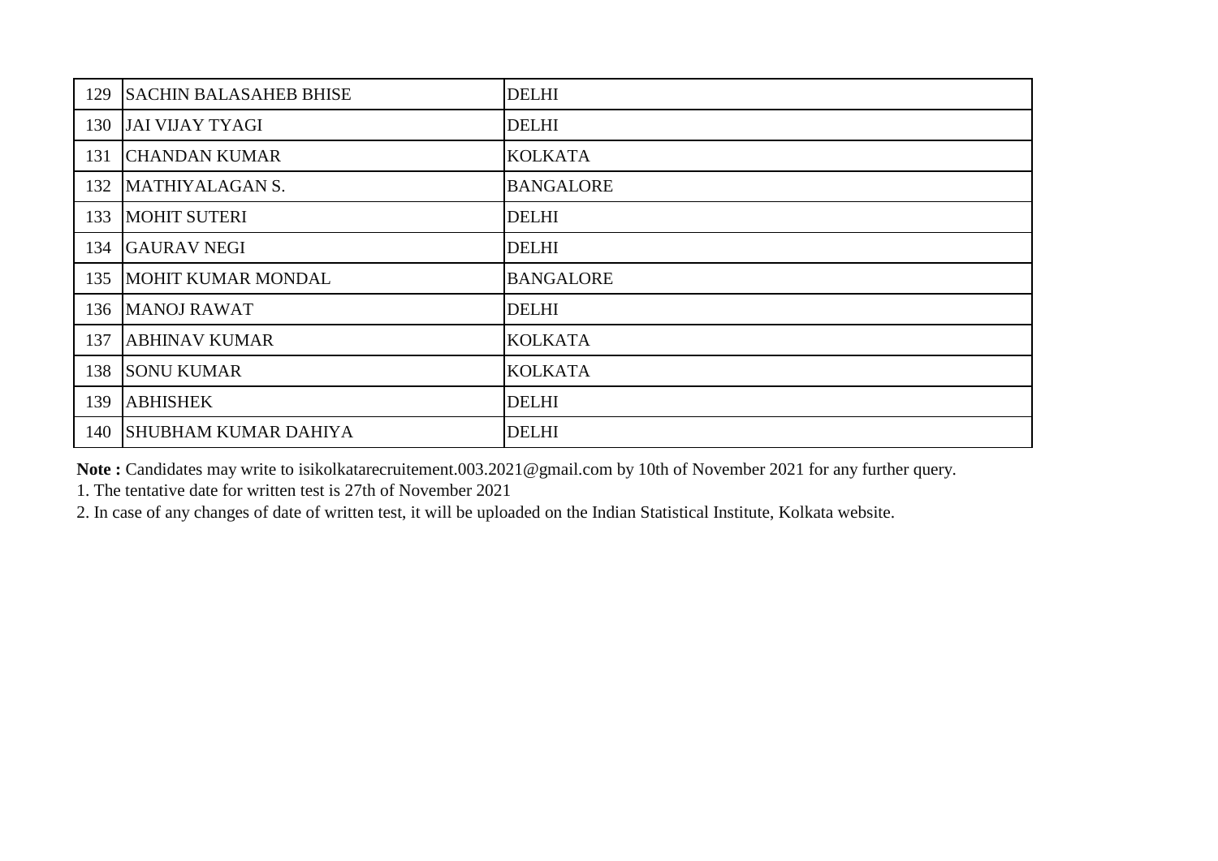| | | |
|---|---|---|
| 129 | SACHIN BALASAHEB BHISE | DELHI |
| 130 | JAI VIJAY TYAGI | DELHI |
| 131 | CHANDAN KUMAR | KOLKATA |
| 132 | MATHIYALAGAN S. | BANGALORE |
| 133 | MOHIT SUTERI | DELHI |
| 134 | GAURAV NEGI | DELHI |
| 135 | MOHIT KUMAR MONDAL | BANGALORE |
| 136 | MANOJ RAWAT | DELHI |
| 137 | ABHINAV KUMAR | KOLKATA |
| 138 | SONU KUMAR | KOLKATA |
| 139 | ABHISHEK | DELHI |
| 140 | SHUBHAM KUMAR DAHIYA | DELHI |

**Note :** Candidates may write to isikolkatarecruitement.003.2021@gmail.com by 10th of November 2021 for any further query.

1. The tentative date for written test is 27th of November 2021

2. In case of any changes of date of written test, it will be uploaded on the Indian Statistical Institute, Kolkata website.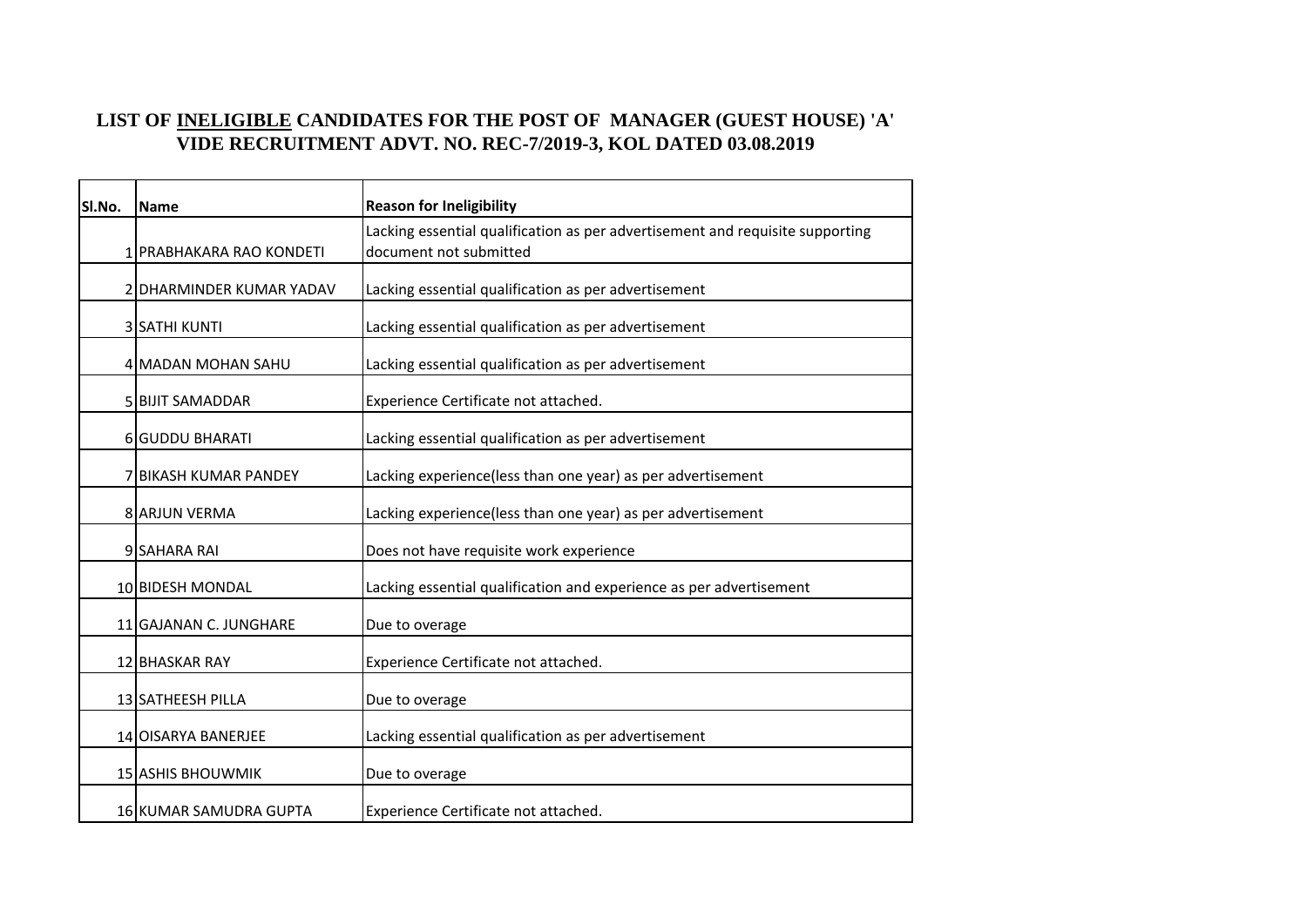## LIST OF <u>INELIGIBLE</u> CANDIDATES FOR THE POST OF MANAGER (GUEST HOUSE) 'A' VIDE RECRUITMENT ADVT. NO. REC-7/2019-3, KOL DATED 03.08.2019

| Sl.No. | Name | Reason for Ineligibility |
|---|---|---|
| 1 | PRABHAKARA RAO KONDETI | Lacking essential qualification as per advertisement and requisite supporting document not submitted |
| 2 | DHARMINDER KUMAR YADAV | Lacking essential qualification as per advertisement |
| 3 | SATHI KUNTI | Lacking essential qualification as per advertisement |
| 4 | MADAN MOHAN SAHU | Lacking essential qualification as per advertisement |
| 5 | BIJIT SAMADDAR | Experience Certificate not attached. |
| 6 | GUDDU BHARATI | Lacking essential qualification as per advertisement |
| 7 | BIKASH KUMAR PANDEY | Lacking experience(less than one year) as per advertisement |
| 8 | ARJUN VERMA | Lacking experience(less than one year) as per advertisement |
| 9 | SAHARA RAI | Does not have requisite work experience |
| 10 | BIDESH MONDAL | Lacking essential qualification and experience as per advertisement |
| 11 | GAJANAN C. JUNGHARE | Due to overage |
| 12 | BHASKAR RAY | Experience Certificate not attached. |
| 13 | SATHEESH PILLA | Due to overage |
| 14 | OISARYA BANERJEE | Lacking essential qualification as per advertisement |
| 15 | ASHIS BHOUWMIK | Due to overage |
| 16 | KUMAR SAMUDRA GUPTA | Experience Certificate not attached. |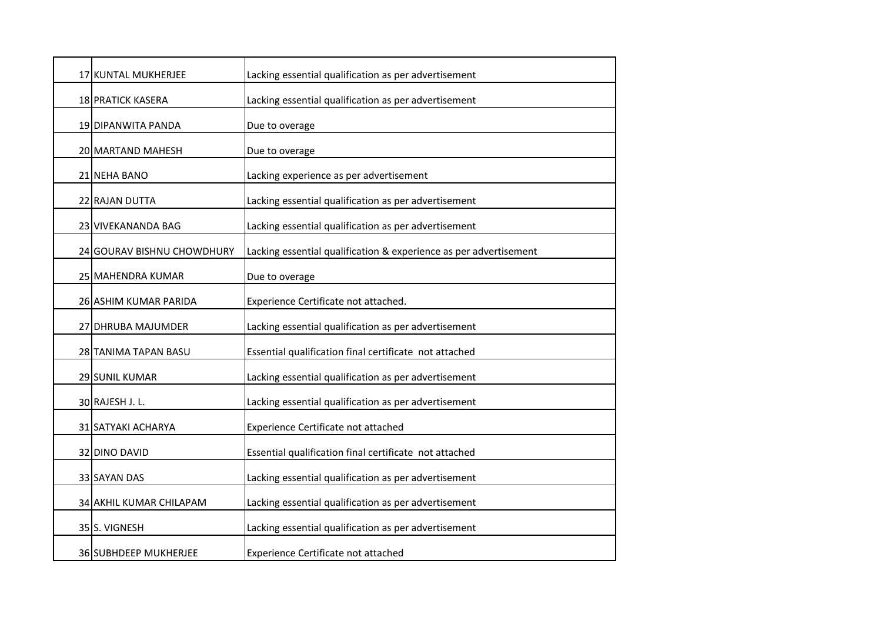| | | |
|---|---|---|
| 17 | KUNTAL MUKHERJEE | Lacking essential qualification as per advertisement |
| 18 | PRATICK KASERA | Lacking essential qualification as per advertisement |
| 19 | DIPANWITA PANDA | Due to overage |
| 20 | MARTAND MAHESH | Due to overage |
| 21 | NEHA BANO | Lacking experience as per advertisement |
| 22 | RAJAN DUTTA | Lacking essential qualification as per advertisement |
| 23 | VIVEKANANDA BAG | Lacking essential qualification as per advertisement |
| 24 | GOURAV BISHNU CHOWDHURY | Lacking essential qualification & experience as per advertisement |
| 25 | MAHENDRA KUMAR | Due to overage |
| 26 | ASHIM KUMAR PARIDA | Experience Certificate not attached. |
| 27 | DHRUBA MAJUMDER | Lacking essential qualification as per advertisement |
| 28 | TANIMA TAPAN BASU | Essential qualification final certificate not attached |
| 29 | SUNIL KUMAR | Lacking essential qualification as per advertisement |
| 30 | RAJESH J. L. | Lacking essential qualification as per advertisement |
| 31 | SATYAKI ACHARYA | Experience Certificate not attached |
| 32 | DINO DAVID | Essential qualification final certificate not attached |
| 33 | SAYAN DAS | Lacking essential qualification as per advertisement |
| 34 | AKHIL KUMAR CHILAPAM | Lacking essential qualification as per advertisement |
| 35 | S. VIGNESH | Lacking essential qualification as per advertisement |
| 36 | SUBHDEEP MUKHERJEE | Experience Certificate not attached |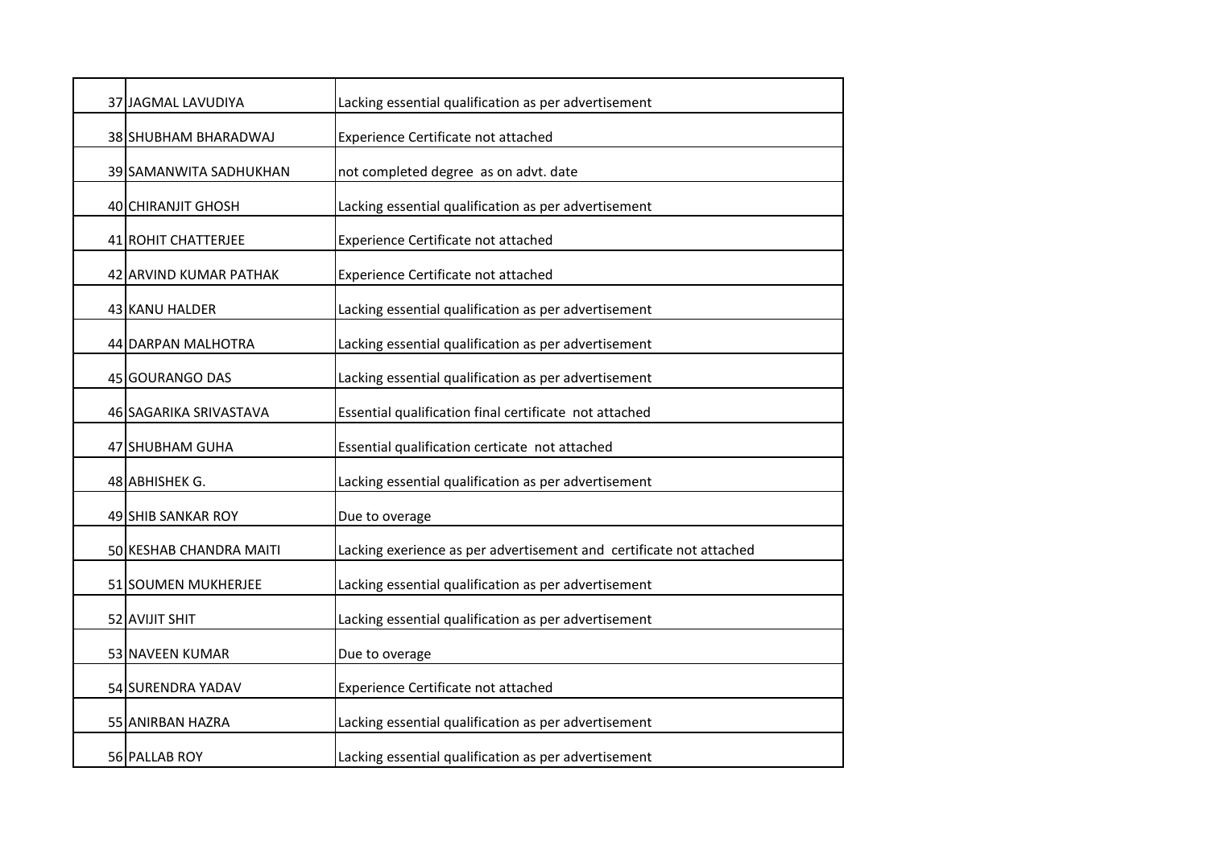| | | |
|---|---|---|
| 37 | JAGMAL LAVUDIYA | Lacking essential qualification as per advertisement |
| 38 | SHUBHAM BHARADWAJ | Experience Certificate not attached |
| 39 | SAMANWITA SADHUKHAN | not completed degree as on advt. date |
| 40 | CHIRANJIT GHOSH | Lacking essential qualification as per advertisement |
| 41 | ROHIT CHATTERJEE | Experience Certificate not attached |
| 42 | ARVIND KUMAR PATHAK | Experience Certificate not attached |
| 43 | KANU HALDER | Lacking essential qualification as per advertisement |
| 44 | DARPAN MALHOTRA | Lacking essential qualification as per advertisement |
| 45 | GOURANGO DAS | Lacking essential qualification as per advertisement |
| 46 | SAGARIKA SRIVASTAVA | Essential qualification final certificate not attached |
| 47 | SHUBHAM GUHA | Essential qualification certicate not attached |
| 48 | ABHISHEK G. | Lacking essential qualification as per advertisement |
| 49 | SHIB SANKAR ROY | Due to overage |
| 50 | KESHAB CHANDRA MAITI | Lacking exerience as per advertisement and certificate not attached |
| 51 | SOUMEN MUKHERJEE | Lacking essential qualification as per advertisement |
| 52 | AVIJIT SHIT | Lacking essential qualification as per advertisement |
| 53 | NAVEEN KUMAR | Due to overage |
| 54 | SURENDRA YADAV | Experience Certificate not attached |
| 55 | ANIRBAN HAZRA | Lacking essential qualification as per advertisement |
| 56 | PALLAB ROY | Lacking essential qualification as per advertisement |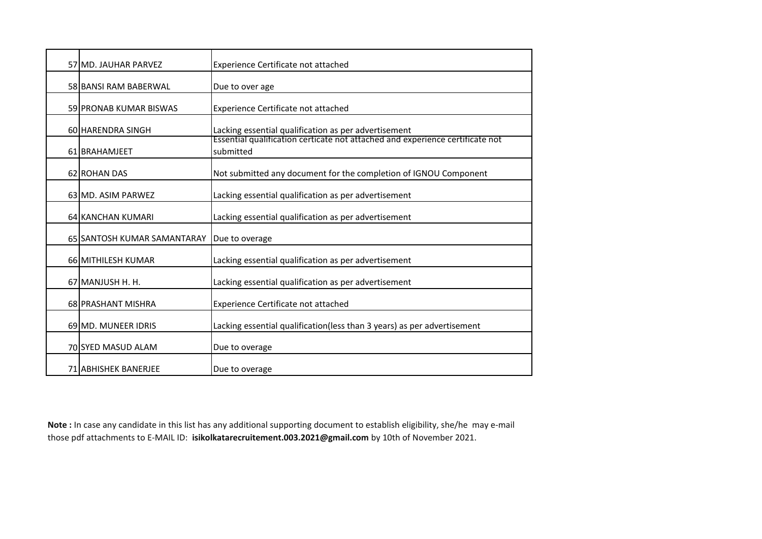| | | |
|---|---|---|
| 57 | MD. JAUHAR PARVEZ | Experience Certificate not attached |
| 58 | BANSI RAM BABERWAL | Due to over age |
| 59 | PRONAB KUMAR BISWAS | Experience Certificate not attached |
| 60 | HARENDRA SINGH | Lacking essential qualification as per advertisement |
| 61 | BRAHAMJEET | Essential qualification certicate not attached and experience certificate not submitted |
| 62 | ROHAN DAS | Not submitted any document for the completion of IGNOU Component |
| 63 | MD. ASIM PARWEZ | Lacking essential qualification as per advertisement |
| 64 | KANCHAN KUMARI | Lacking essential qualification as per advertisement |
| 65 | SANTOSH KUMAR SAMANTARAY | Due to overage |
| 66 | MITHILESH KUMAR | Lacking essential qualification as per advertisement |
| 67 | MANJUSH H. H. | Lacking essential qualification as per advertisement |
| 68 | PRASHANT MISHRA | Experience Certificate not attached |
| 69 | MD. MUNEER IDRIS | Lacking essential qualification(less than 3 years) as per advertisement |
| 70 | SYED MASUD ALAM | Due to overage |
| 71 | ABHISHEK BANERJEE | Due to overage |

**Note :** In case any candidate in this list has any additional supporting document to establish eligibility, she/he may e-mail those pdf attachments to E-MAIL ID: **isikolkatarecruitement.003.2021@gmail.com** by 10th of November 2021.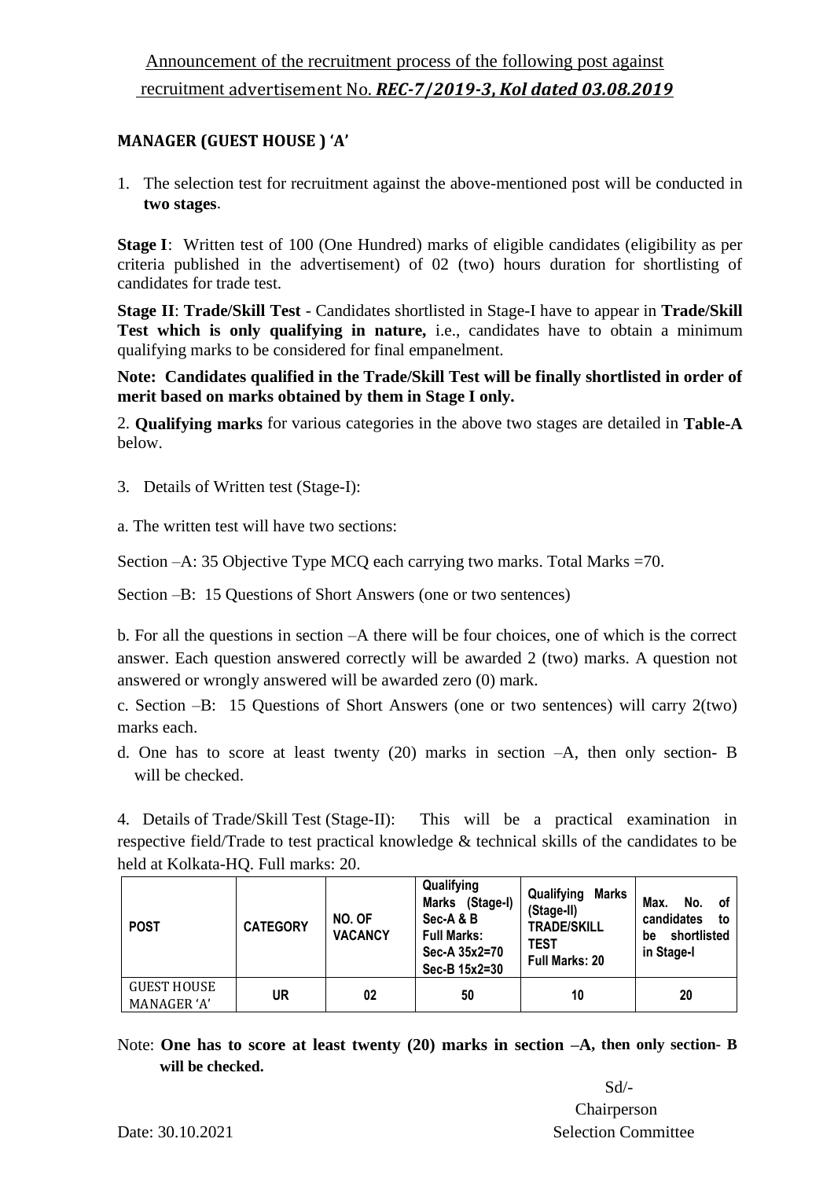Announcement of the recruitment process of the following post against recruitment advertisement No. ***REC-7/2019-3, Kol dated 03.08.2019***

**MANAGER (GUEST HOUSE ) 'A'**

1. The selection test for recruitment against the above-mentioned post will be conducted in **two stages**.

**Stage I**: Written test of 100 (One Hundred) marks of eligible candidates (eligibility as per criteria published in the advertisement) of 02 (two) hours duration for shortlisting of candidates for trade test.

**Stage II**: **Trade/Skill Test** - Candidates shortlisted in Stage-I have to appear in **Trade/Skill Test which is only qualifying in nature,** i.e., candidates have to obtain a minimum qualifying marks to be considered for final empanelment.

**Note: Candidates qualified in the Trade/Skill Test will be finally shortlisted in order of merit based on marks obtained by them in Stage I only.**

2. **Qualifying marks** for various categories in the above two stages are detailed in **Table-A** below.

3. Details of Written test (Stage-I):

a. The written test will have two sections:

Section –A: 35 Objective Type MCQ each carrying two marks. Total Marks =70.

Section –B: 15 Questions of Short Answers (one or two sentences)

b. For all the questions in section –A there will be four choices, one of which is the correct answer. Each question answered correctly will be awarded 2 (two) marks. A question not answered or wrongly answered will be awarded zero (0) mark.

c. Section –B: 15 Questions of Short Answers (one or two sentences) will carry 2(two) marks each.

d. One has to score at least twenty (20) marks in section –A, then only section- B will be checked.

4. Details of Trade/Skill Test (Stage-II): This will be a practical examination in respective field/Trade to test practical knowledge & technical skills of the candidates to be held at Kolkata-HQ. Full marks: 20.

| POST | CATEGORY | NO. OF VACANCY | Qualifying Marks (Stage-I) Sec-A & B Full Marks: Sec-A 35x2=70 Sec-B 15x2=30 | Qualifying Marks (Stage-II) TRADE/SKILL TEST Full Marks: 20 | Max. No. of candidates to be shortlisted in Stage-I |
|---|---|---|---|---|---|
| GUEST HOUSE MANAGER 'A' | UR | 02 | 50 | 10 | 20 |

Note: **One has to score at least twenty (20) marks in section –A, then only section- B will be checked.**

Sd/-

Chairperson

Selection Committee

Date: 30.10.2021